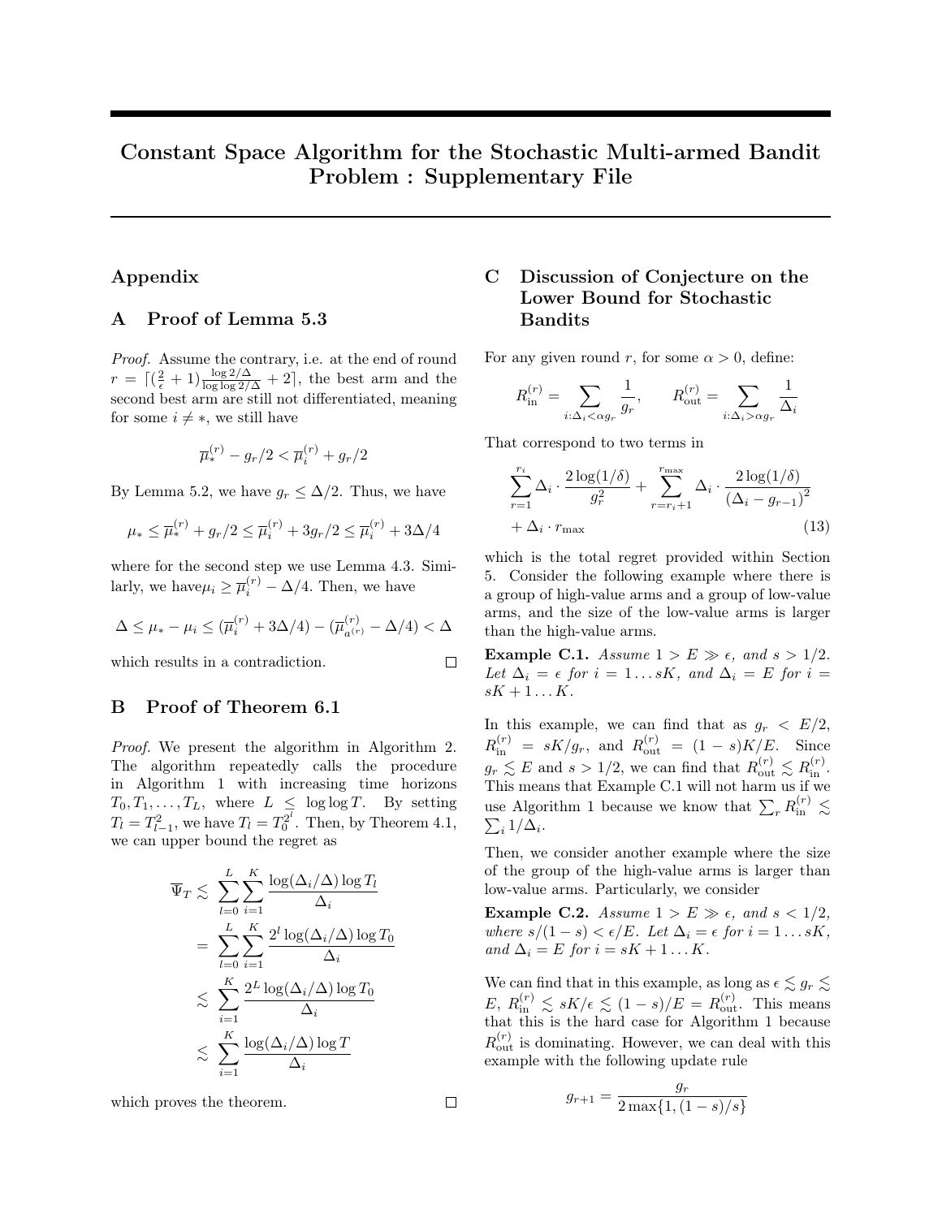# Constant Space Algorithm for the Stochastic Multi-armed Bandit Problem : Supplementary File

## Appendix

## A Proof of Lemma 5.3

*Proof.* Assume the contrary, i.e. at the end of round $r = \lceil (\frac{2}{\epsilon}+1)\frac{\log 2/\Delta}{\log\log 2/\Delta}+2 \rceil$, the best arm and the second best arm are still not differentiated, meaning for some $i \neq *$, we still have

$$\overline{\mu}_*^{(r)} - g_r/2 < \overline{\mu}_i^{(r)} + g_r/2$$

By Lemma 5.2, we have $g_r \leq \Delta/2$. Thus, we have

$$\mu_* \leq \overline{\mu}_*^{(r)} + g_r/2 \leq \overline{\mu}_i^{(r)} + 3g_r/2 \leq \overline{\mu}_i^{(r)} + 3\Delta/4$$

where for the second step we use Lemma 4.3. Similarly, we have $\mu_i \geq \overline{\mu}_i^{(r)} - \Delta/4$. Then, we have

$$\Delta \leq \mu_* - \mu_i \leq (\overline{\mu}_i^{(r)} + 3\Delta/4) - (\overline{\mu}_{a^{(r)}}^{(r)} - \Delta/4) < \Delta$$

which results in a contradiction. $\square$

## B Proof of Theorem 6.1

*Proof.* We present the algorithm in Algorithm 2. The algorithm repeatedly calls the procedure in Algorithm 1 with increasing time horizons $T_0, T_1, \ldots, T_L$, where $L \leq \log\log T$. By setting $T_l = T_{l-1}^2$, we have $T_l = T_0^{2^l}$. Then, by Theorem 4.1, we can upper bound the regret as

$$\begin{aligned}
\overline{\Psi}_T &\lesssim \sum_{l=0}^{L}\sum_{i=1}^{K} \frac{\log(\Delta_i/\Delta)\log T_l}{\Delta_i} \\
&= \sum_{l=0}^{L}\sum_{i=1}^{K} \frac{2^l \log(\Delta_i/\Delta)\log T_0}{\Delta_i} \\
&\lesssim \sum_{i=1}^{K} \frac{2^L \log(\Delta_i/\Delta)\log T_0}{\Delta_i} \\
&\lesssim \sum_{i=1}^{K} \frac{\log(\Delta_i/\Delta)\log T}{\Delta_i}
\end{aligned}$$

which proves the theorem. $\square$

## C Discussion of Conjecture on the Lower Bound for Stochastic Bandits

For any given round $r$, for some $\alpha > 0$, define:

$$R_{\text{in}}^{(r)} = \sum_{i:\Delta_i < \alpha g_r} \frac{1}{g_r}, \qquad R_{\text{out}}^{(r)} = \sum_{i:\Delta_i > \alpha g_r} \frac{1}{\Delta_i}$$

That correspond to two terms in

$$\sum_{r=1}^{r_i} \Delta_i \cdot \frac{2\log(1/\delta)}{g_r^2} + \sum_{r=r_i+1}^{r_{\max}} \Delta_i \cdot \frac{2\log(1/\delta)}{(\Delta_i - g_{r-1})^2} + \Delta_i \cdot r_{\max} \tag{13}$$

which is the total regret provided within Section 5. Consider the following example where there is a group of high-value arms and a group of low-value arms, and the size of the low-value arms is larger than the high-value arms.

**Example C.1.** *Assume $1 > E \gg \epsilon$, and $s > 1/2$. Let $\Delta_i = \epsilon$ for $i = 1 \ldots sK$, and $\Delta_i = E$ for $i = sK+1 \ldots K$.*

In this example, we can find that as $g_r < E/2$, $R_{\text{in}}^{(r)} = sK/g_r$, and $R_{\text{out}}^{(r)} = (1-s)K/E$. Since $g_r \lesssim E$ and $s > 1/2$, we can find that $R_{\text{out}}^{(r)} \lesssim R_{\text{in}}^{(r)}$. This means that Example C.1 will not harm us if we use Algorithm 1 because we know that $\sum_r R_{\text{in}}^{(r)} \lesssim \sum_i 1/\Delta_i$.

Then, we consider another example where the size of the group of the high-value arms is larger than low-value arms. Particularly, we consider

**Example C.2.** *Assume $1 > E \gg \epsilon$, and $s < 1/2$, where $s/(1-s) < \epsilon/E$. Let $\Delta_i = \epsilon$ for $i = 1 \ldots sK$, and $\Delta_i = E$ for $i = sK+1 \ldots K$.*

We can find that in this example, as long as $\epsilon \lesssim g_r \lesssim E$, $R_{\text{in}}^{(r)} \lesssim sK/\epsilon \lesssim (1-s)/E = R_{\text{out}}^{(r)}$. This means that this is the hard case for Algorithm 1 because $R_{\text{out}}^{(r)}$ is dominating. However, we can deal with this example with the following update rule

$$g_{r+1} = \frac{g_r}{2\max\{1, (1-s)/s\}}$$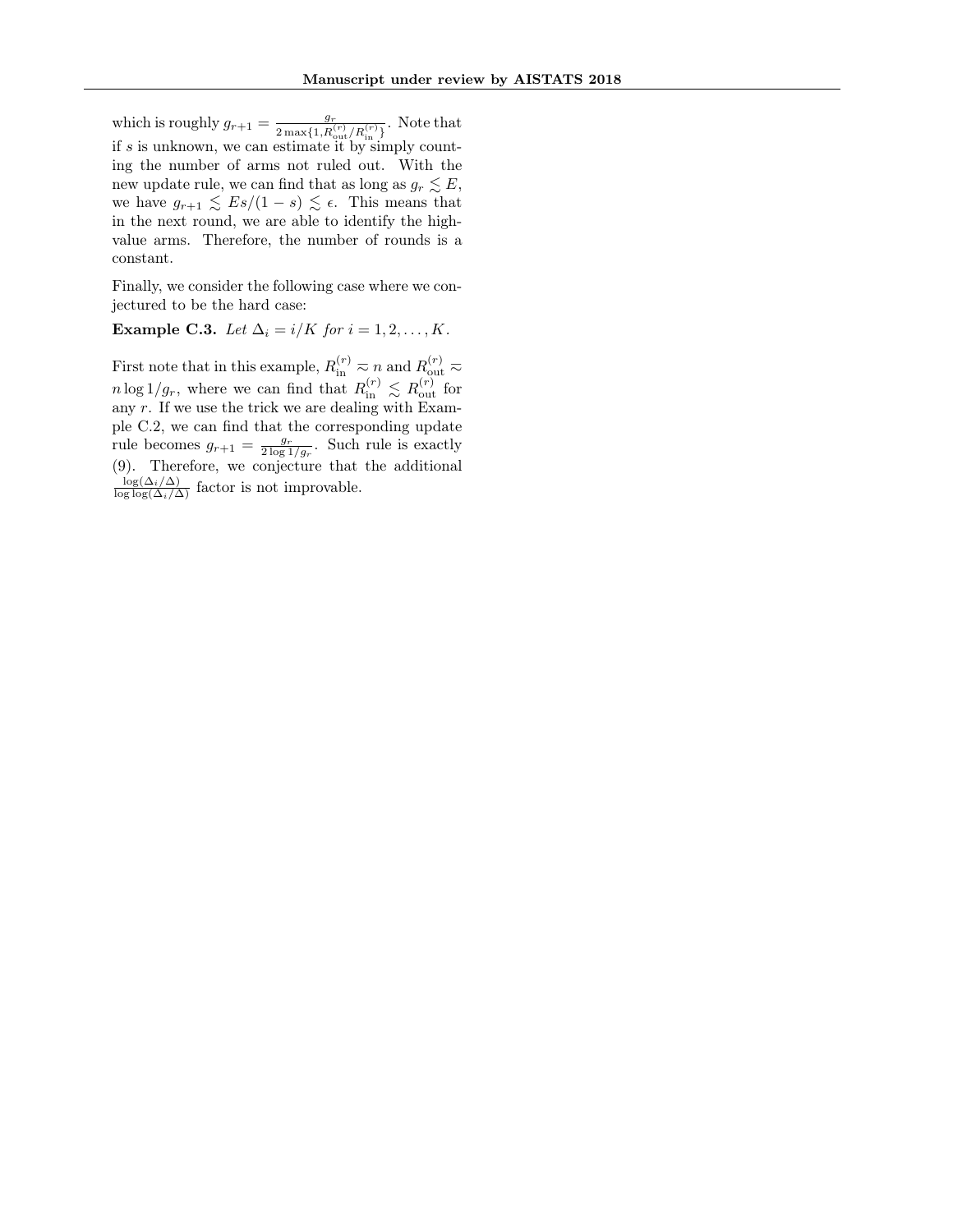which is roughly $g_{r+1} = \frac{g_r}{2\max\{1, R_{\mathrm{out}}^{(r)}/R_{\mathrm{in}}^{(r)}\}}$. Note that if $s$ is unknown, we can estimate it by simply counting the number of arms not ruled out. With the new update rule, we can find that as long as $g_r \lesssim E$, we have $g_{r+1} \lesssim Es/(1-s) \lesssim \epsilon$. This means that in the next round, we are able to identify the high-value arms. Therefore, the number of rounds is a constant.

Finally, we consider the following case where we conjectured to be the hard case:

**Example C.3.** *Let $\Delta_i = i/K$ for $i = 1, 2, \ldots, K$.*

First note that in this example, $R_{\mathrm{in}}^{(r)} \approx n$ and $R_{\mathrm{out}}^{(r)} \approx n \log 1/g_r$, where we can find that $R_{\mathrm{in}}^{(r)} \lesssim R_{\mathrm{out}}^{(r)}$ for any $r$. If we use the trick we are dealing with Example C.2, we can find that the corresponding update rule becomes $g_{r+1} = \frac{g_r}{2\log 1/g_r}$. Such rule is exactly (9). Therefore, we conjecture that the additional $\frac{\log(\Delta_i/\Delta)}{\log\log(\Delta_i/\Delta)}$ factor is not improvable.